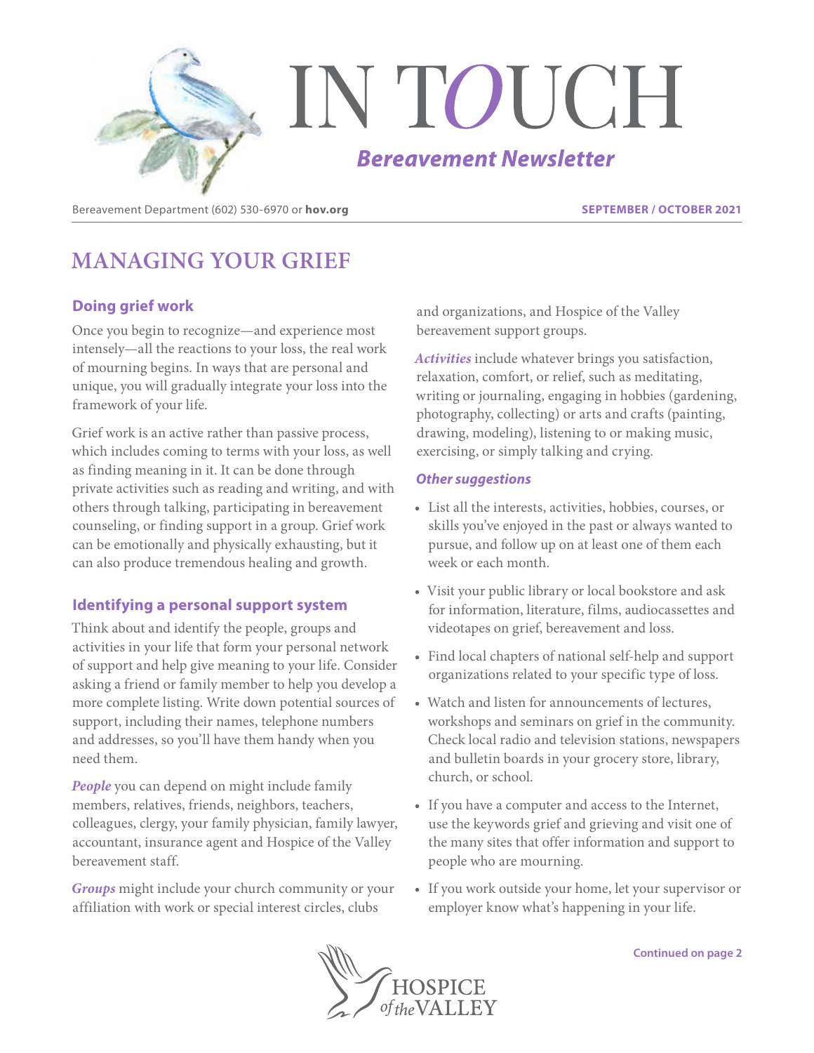# IN TOUCH

*Bereavement Newsletter*

Bereavement Department (602) 530-6970 or **hov.org**

**SEPTEMBER / OCTOBER 2021**

## MANAGING YOUR GRIEF

### Doing grief work

Once you begin to recognize—and experience most intensely—all the reactions to your loss, the real work of mourning begins. In ways that are personal and unique, you will gradually integrate your loss into the framework of your life.

Grief work is an active rather than passive process, which includes coming to terms with your loss, as well as finding meaning in it. It can be done through private activities such as reading and writing, and with others through talking, participating in bereavement counseling, or finding support in a group. Grief work can be emotionally and physically exhausting, but it can also produce tremendous healing and growth.

### Identifying a personal support system

Think about and identify the people, groups and activities in your life that form your personal network of support and help give meaning to your life. Consider asking a friend or family member to help you develop a more complete listing. Write down potential sources of support, including their names, telephone numbers and addresses, so you'll have them handy when you need them.

***People*** you can depend on might include family members, relatives, friends, neighbors, teachers, colleagues, clergy, your family physician, family lawyer, accountant, insurance agent and Hospice of the Valley bereavement staff.

***Groups*** might include your church community or your affiliation with work or special interest circles, clubs and organizations, and Hospice of the Valley bereavement support groups.

***Activities*** include whatever brings you satisfaction, relaxation, comfort, or relief, such as meditating, writing or journaling, engaging in hobbies (gardening, photography, collecting) or arts and crafts (painting, drawing, modeling), listening to or making music, exercising, or simply talking and crying.

***Other suggestions***

- List all the interests, activities, hobbies, courses, or skills you've enjoyed in the past or always wanted to pursue, and follow up on at least one of them each week or each month.
- Visit your public library or local bookstore and ask for information, literature, films, audiocassettes and videotapes on grief, bereavement and loss.
- Find local chapters of national self-help and support organizations related to your specific type of loss.
- Watch and listen for announcements of lectures, workshops and seminars on grief in the community. Check local radio and television stations, newspapers and bulletin boards in your grocery store, library, church, or school.
- If you have a computer and access to the Internet, use the keywords grief and grieving and visit one of the many sites that offer information and support to people who are mourning.
- If you work outside your home, let your supervisor or employer know what's happening in your life.

**Continued on page 2**

HOSPICE of the VALLEY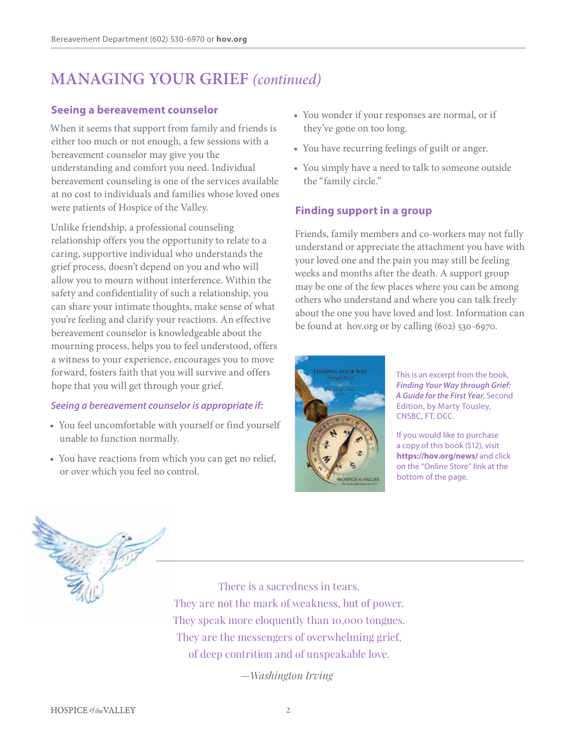# MANAGING YOUR GRIEF *(continued)*

## Seeing a bereavement counselor

When it seems that support from family and friends is either too much or not enough, a few sessions with a bereavement counselor may give you the understanding and comfort you need. Individual bereavement counseling is one of the services available at no cost to individuals and families whose loved ones were patients of Hospice of the Valley.

Unlike friendship, a professional counseling relationship offers you the opportunity to relate to a caring, supportive individual who understands the grief process, doesn't depend on you and who will allow you to mourn without interference. Within the safety and confidentiality of such a relationship, you can share your intimate thoughts, make sense of what you're feeling and clarify your reactions. An effective bereavement counselor is knowledgeable about the mourning process, helps you to feel understood, offers a witness to your experience, encourages you to move forward, fosters faith that you will survive and offers hope that you will get through your grief.

### *Seeing a bereavement counselor is appropriate if:*

- You feel uncomfortable with yourself or find yourself unable to function normally.
- You have reactions from which you can get no relief, or over which you feel no control.
- You wonder if your responses are normal, or if they've gone on too long.
- You have recurring feelings of guilt or anger.
- You simply have a need to talk to someone outside the "family circle."

## Finding support in a group

Friends, family members and co-workers may not fully understand or appreciate the attachment you have with your loved one and the pain you may still be feeling weeks and months after the death. A support group may be one of the few places where you can be among others who understand and where you can talk freely about the one you have loved and lost. Information can be found at hov.org or by calling (602) 530-6970.

This is an excerpt from the book, ***Finding Your Way through Grief: A Guide for the First Year***, Second Edition, by Marty Tousley, CNSBC, FT, DCC.

If you would like to purchase a copy of this book ($12), visit **https://hov.org/news/** and click on the "Online Store" link at the bottom of the page.

There is a sacredness in tears.
They are not the mark of weakness, but of power.
They speak more eloquently than 10,000 tongues.
They are the messengers of overwhelming grief,
of deep contrition and of unspeakable love.

*—Washington Irving*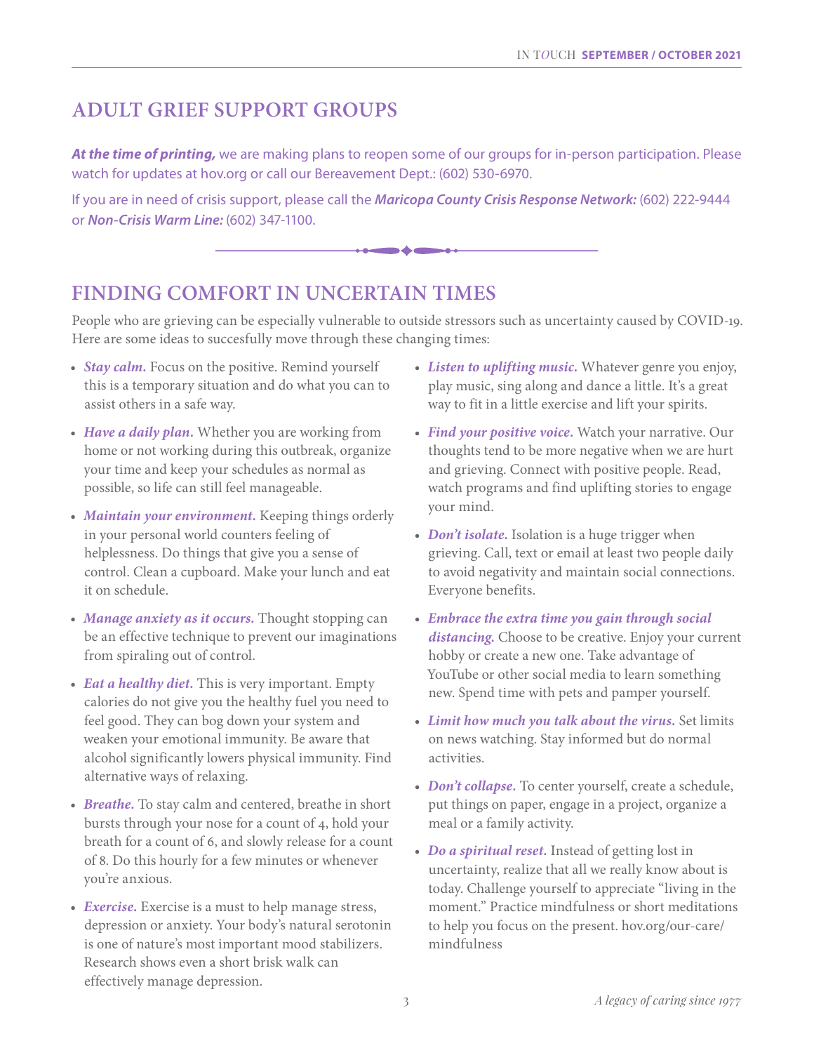## ADULT GRIEF SUPPORT GROUPS

***At the time of printing,*** we are making plans to reopen some of our groups for in-person participation. Please watch for updates at hov.org or call our Bereavement Dept.: (602) 530-6970.

If you are in need of crisis support, please call the ***Maricopa County Crisis Response Network:*** (602) 222-9444 or ***Non-Crisis Warm Line:*** (602) 347-1100.

## FINDING COMFORT IN UNCERTAIN TIMES

People who are grieving can be especially vulnerable to outside stressors such as uncertainty caused by COVID-19. Here are some ideas to succesfully move through these changing times:

- ***Stay calm.*** Focus on the positive. Remind yourself this is a temporary situation and do what you can to assist others in a safe way.
- ***Have a daily plan.*** Whether you are working from home or not working during this outbreak, organize your time and keep your schedules as normal as possible, so life can still feel manageable.
- ***Maintain your environment.*** Keeping things orderly in your personal world counters feeling of helplessness. Do things that give you a sense of control. Clean a cupboard. Make your lunch and eat it on schedule.
- ***Manage anxiety as it occurs.*** Thought stopping can be an effective technique to prevent our imaginations from spiraling out of control.
- ***Eat a healthy diet.*** This is very important. Empty calories do not give you the healthy fuel you need to feel good. They can bog down your system and weaken your emotional immunity. Be aware that alcohol significantly lowers physical immunity. Find alternative ways of relaxing.
- ***Breathe.*** To stay calm and centered, breathe in short bursts through your nose for a count of 4, hold your breath for a count of 6, and slowly release for a count of 8. Do this hourly for a few minutes or whenever you're anxious.
- ***Exercise.*** Exercise is a must to help manage stress, depression or anxiety. Your body's natural serotonin is one of nature's most important mood stabilizers. Research shows even a short brisk walk can effectively manage depression.
- ***Listen to uplifting music.*** Whatever genre you enjoy, play music, sing along and dance a little. It's a great way to fit in a little exercise and lift your spirits.
- ***Find your positive voice.*** Watch your narrative. Our thoughts tend to be more negative when we are hurt and grieving. Connect with positive people. Read, watch programs and find uplifting stories to engage your mind.
- ***Don't isolate.*** Isolation is a huge trigger when grieving. Call, text or email at least two people daily to avoid negativity and maintain social connections. Everyone benefits.
- ***Embrace the extra time you gain through social distancing.*** Choose to be creative. Enjoy your current hobby or create a new one. Take advantage of YouTube or other social media to learn something new. Spend time with pets and pamper yourself.
- ***Limit how much you talk about the virus.*** Set limits on news watching. Stay informed but do normal activities.
- ***Don't collapse.*** To center yourself, create a schedule, put things on paper, engage in a project, organize a meal or a family activity.
- ***Do a spiritual reset.*** Instead of getting lost in uncertainty, realize that all we really know about is today. Challenge yourself to appreciate "living in the moment." Practice mindfulness or short meditations to help you focus on the present. hov.org/our-care/mindfulness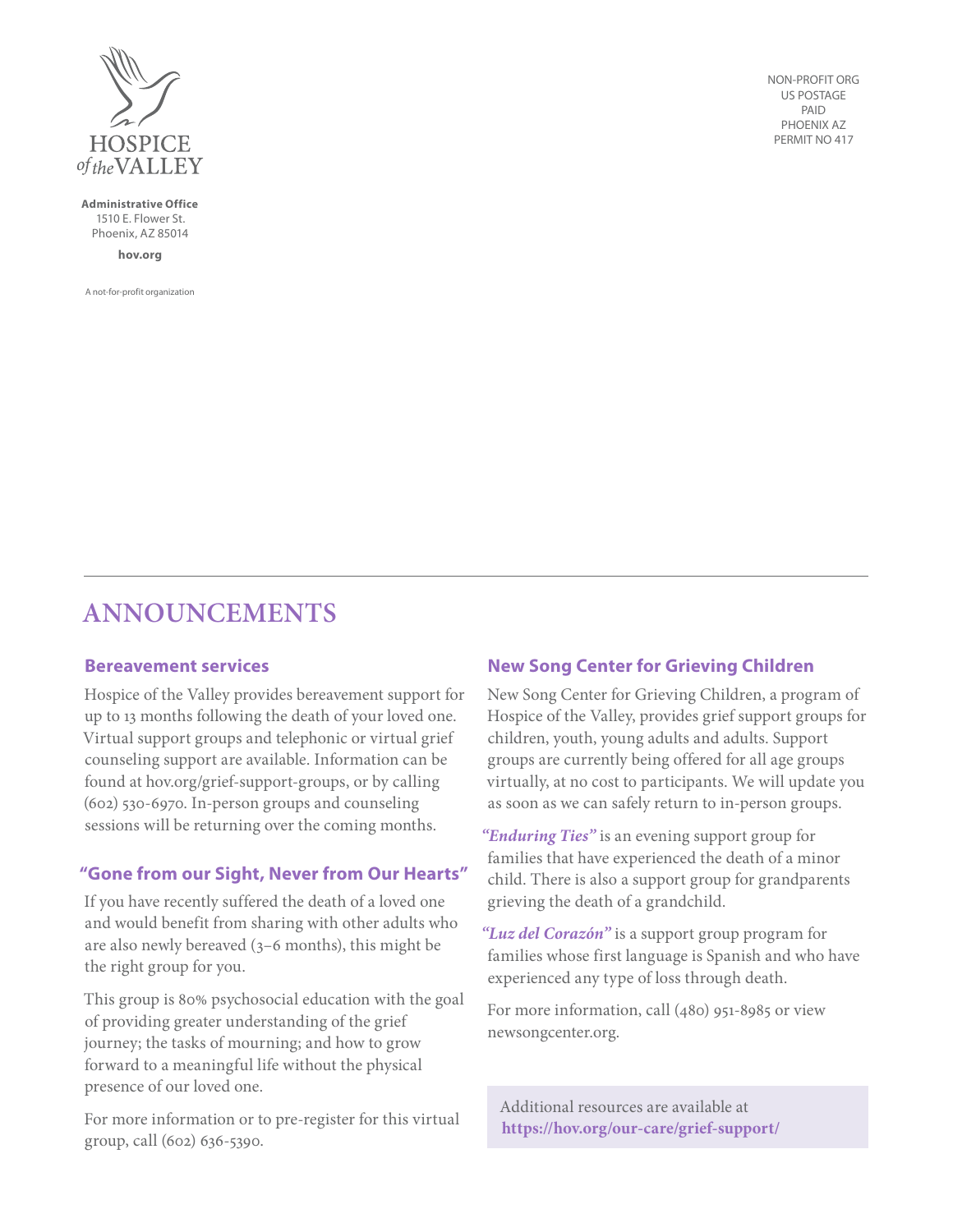HOSPICE of the VALLEY

**Administrative Office**
1510 E. Flower St.
Phoenix, AZ 85014

**hov.org**

A not-for-profit organization

NON-PROFIT ORG
US POSTAGE
PAID
PHOENIX AZ
PERMIT NO 417

# ANNOUNCEMENTS

### Bereavement services

Hospice of the Valley provides bereavement support for up to 13 months following the death of your loved one. Virtual support groups and telephonic or virtual grief counseling support are available. Information can be found at hov.org/grief-support-groups, or by calling (602) 530-6970. In-person groups and counseling sessions will be returning over the coming months.

### "Gone from our Sight, Never from Our Hearts"

If you have recently suffered the death of a loved one and would benefit from sharing with other adults who are also newly bereaved (3–6 months), this might be the right group for you.

This group is 80% psychosocial education with the goal of providing greater understanding of the grief journey; the tasks of mourning; and how to grow forward to a meaningful life without the physical presence of our loved one.

For more information or to pre-register for this virtual group, call (602) 636-5390.

### New Song Center for Grieving Children

New Song Center for Grieving Children, a program of Hospice of the Valley, provides grief support groups for children, youth, young adults and adults. Support groups are currently being offered for all age groups virtually, at no cost to participants. We will update you as soon as we can safely return to in-person groups.

***"Enduring Ties"*** is an evening support group for families that have experienced the death of a minor child. There is also a support group for grandparents grieving the death of a grandchild.

***"Luz del Corazón"*** is a support group program for families whose first language is Spanish and who have experienced any type of loss through death.

For more information, call (480) 951-8985 or view newsongcenter.org.

Additional resources are available at
**https://hov.org/our-care/grief-support/**